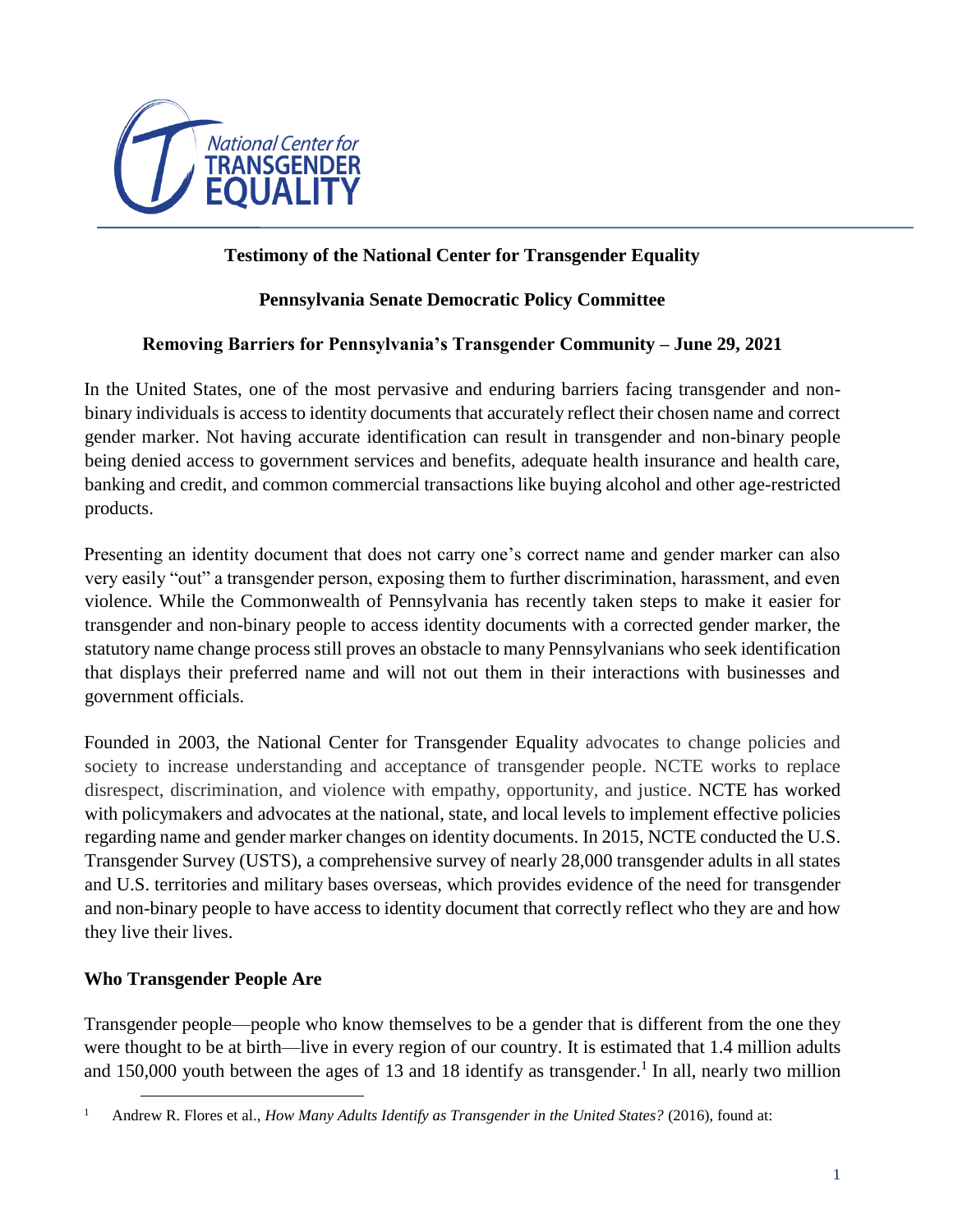National Center for TRANSGENDER EQUALITY

**Testimony of the National Center for Transgender Equality**

**Pennsylvania Senate Democratic Policy Committee**

**Removing Barriers for Pennsylvania's Transgender Community – June 29, 2021**

In the United States, one of the most pervasive and enduring barriers facing transgender and non-binary individuals is access to identity documents that accurately reflect their chosen name and correct gender marker. Not having accurate identification can result in transgender and non-binary people being denied access to government services and benefits, adequate health insurance and health care, banking and credit, and common commercial transactions like buying alcohol and other age-restricted products.

Presenting an identity document that does not carry one's correct name and gender marker can also very easily "out" a transgender person, exposing them to further discrimination, harassment, and even violence. While the Commonwealth of Pennsylvania has recently taken steps to make it easier for transgender and non-binary people to access identity documents with a corrected gender marker, the statutory name change process still proves an obstacle to many Pennsylvanians who seek identification that displays their preferred name and will not out them in their interactions with businesses and government officials.

Founded in 2003, the National Center for Transgender Equality advocates to change policies and society to increase understanding and acceptance of transgender people. NCTE works to replace disrespect, discrimination, and violence with empathy, opportunity, and justice. NCTE has worked with policymakers and advocates at the national, state, and local levels to implement effective policies regarding name and gender marker changes on identity documents. In 2015, NCTE conducted the U.S. Transgender Survey (USTS), a comprehensive survey of nearly 28,000 transgender adults in all states and U.S. territories and military bases overseas, which provides evidence of the need for transgender and non-binary people to have access to identity document that correctly reflect who they are and how they live their lives.

## Who Transgender People Are

Transgender people—people who know themselves to be a gender that is different from the one they were thought to be at birth—live in every region of our country. It is estimated that 1.4 million adults and 150,000 youth between the ages of 13 and 18 identify as transgender.[1] In all, nearly two million

[1] Andrew R. Flores et al., *How Many Adults Identify as Transgender in the United States?* (2016), found at: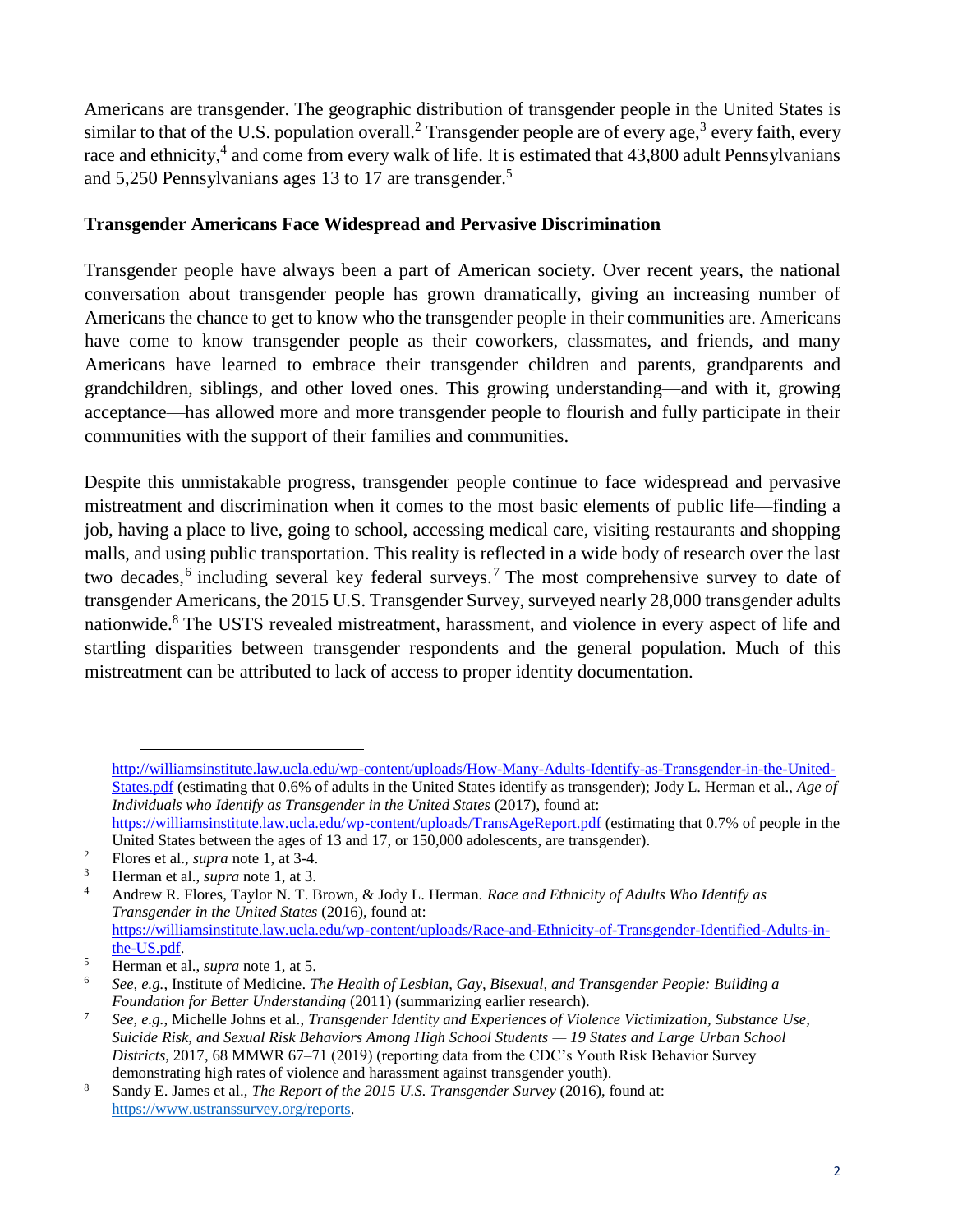Americans are transgender. The geographic distribution of transgender people in the United States is similar to that of the U.S. population overall.[2] Transgender people are of every age,[3] every faith, every race and ethnicity,[4] and come from every walk of life. It is estimated that 43,800 adult Pennsylvanians and 5,250 Pennsylvanians ages 13 to 17 are transgender.[5]

**Transgender Americans Face Widespread and Pervasive Discrimination**

Transgender people have always been a part of American society. Over recent years, the national conversation about transgender people has grown dramatically, giving an increasing number of Americans the chance to get to know who the transgender people in their communities are. Americans have come to know transgender people as their coworkers, classmates, and friends, and many Americans have learned to embrace their transgender children and parents, grandparents and grandchildren, siblings, and other loved ones. This growing understanding—and with it, growing acceptance—has allowed more and more transgender people to flourish and fully participate in their communities with the support of their families and communities.

Despite this unmistakable progress, transgender people continue to face widespread and pervasive mistreatment and discrimination when it comes to the most basic elements of public life—finding a job, having a place to live, going to school, accessing medical care, visiting restaurants and shopping malls, and using public transportation. This reality is reflected in a wide body of research over the last two decades,[6] including several key federal surveys.[7] The most comprehensive survey to date of transgender Americans, the 2015 U.S. Transgender Survey, surveyed nearly 28,000 transgender adults nationwide.[8] The USTS revealed mistreatment, harassment, and violence in every aspect of life and startling disparities between transgender respondents and the general population. Much of this mistreatment can be attributed to lack of access to proper identity documentation.

---

http://williamsinstitute.law.ucla.edu/wp-content/uploads/How-Many-Adults-Identify-as-Transgender-in-the-United-States.pdf (estimating that 0.6% of adults in the United States identify as transgender); Jody L. Herman et al., *Age of Individuals who Identify as Transgender in the United States* (2017), found at: https://williamsinstitute.law.ucla.edu/wp-content/uploads/TransAgeReport.pdf (estimating that 0.7% of people in the United States between the ages of 13 and 17, or 150,000 adolescents, are transgender).

[2] Flores et al., *supra* note 1, at 3-4.

[3] Herman et al., *supra* note 1, at 3.

[4] Andrew R. Flores, Taylor N. T. Brown, & Jody L. Herman. *Race and Ethnicity of Adults Who Identify as Transgender in the United States* (2016), found at: https://williamsinstitute.law.ucla.edu/wp-content/uploads/Race-and-Ethnicity-of-Transgender-Identified-Adults-in-the-US.pdf.

[5] Herman et al., *supra* note 1, at 5.

[6] *See, e.g.*, Institute of Medicine. *The Health of Lesbian, Gay, Bisexual, and Transgender People: Building a Foundation for Better Understanding* (2011) (summarizing earlier research).

[7] *See, e.g.*, Michelle Johns et al., *Transgender Identity and Experiences of Violence Victimization, Substance Use, Suicide Risk, and Sexual Risk Behaviors Among High School Students — 19 States and Large Urban School Districts*, 2017, 68 MMWR 67–71 (2019) (reporting data from the CDC's Youth Risk Behavior Survey demonstrating high rates of violence and harassment against transgender youth).

[8] Sandy E. James et al., *The Report of the 2015 U.S. Transgender Survey* (2016), found at: https://www.ustranssurvey.org/reports.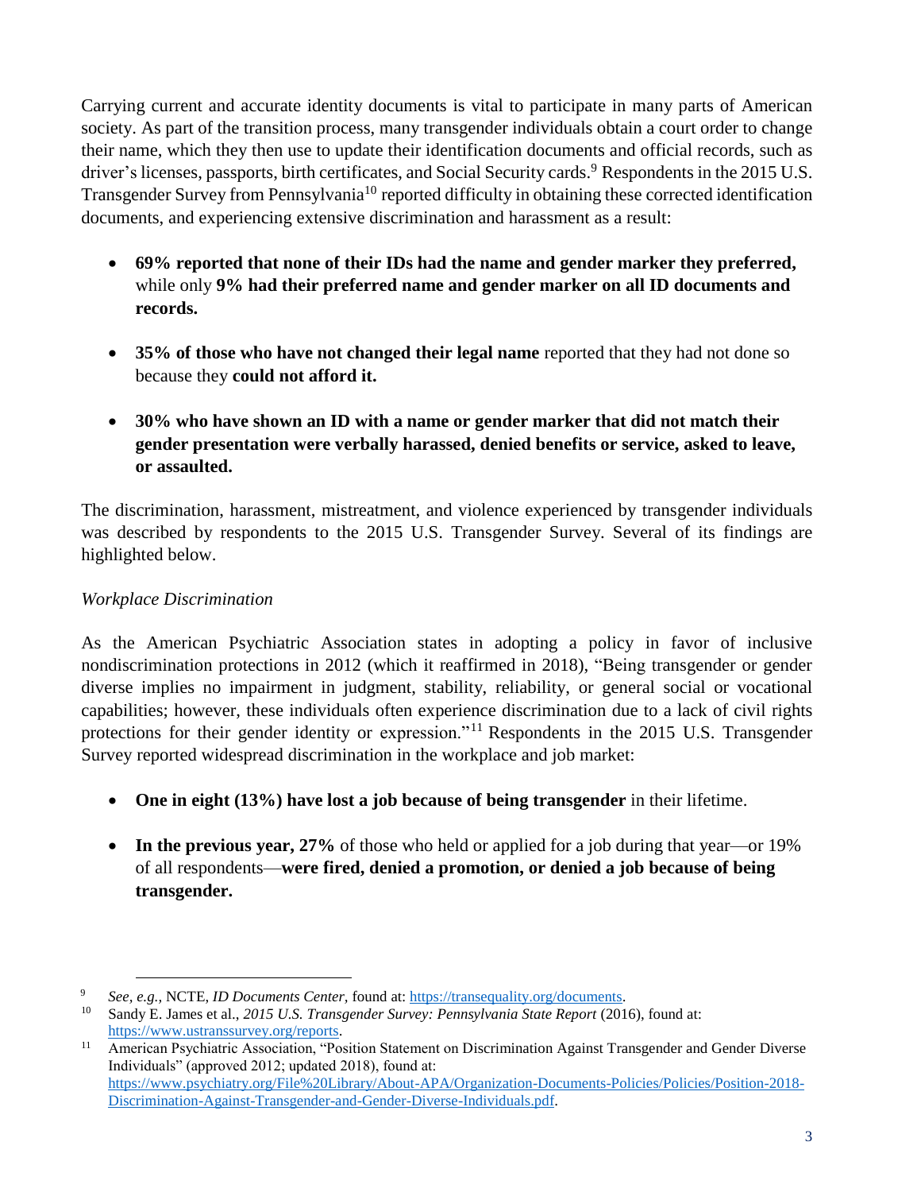Carrying current and accurate identity documents is vital to participate in many parts of American society. As part of the transition process, many transgender individuals obtain a court order to change their name, which they then use to update their identification documents and official records, such as driver's licenses, passports, birth certificates, and Social Security cards.[9] Respondents in the 2015 U.S. Transgender Survey from Pennsylvania[10] reported difficulty in obtaining these corrected identification documents, and experiencing extensive discrimination and harassment as a result:

- **69% reported that none of their IDs had the name and gender marker they preferred,** while only **9% had their preferred name and gender marker on all ID documents and records.**
- **35% of those who have not changed their legal name** reported that they had not done so because they **could not afford it.**
- **30% who have shown an ID with a name or gender marker that did not match their gender presentation were verbally harassed, denied benefits or service, asked to leave, or assaulted.**

The discrimination, harassment, mistreatment, and violence experienced by transgender individuals was described by respondents to the 2015 U.S. Transgender Survey. Several of its findings are highlighted below.

*Workplace Discrimination*

As the American Psychiatric Association states in adopting a policy in favor of inclusive nondiscrimination protections in 2012 (which it reaffirmed in 2018), "Being transgender or gender diverse implies no impairment in judgment, stability, reliability, or general social or vocational capabilities; however, these individuals often experience discrimination due to a lack of civil rights protections for their gender identity or expression."[11] Respondents in the 2015 U.S. Transgender Survey reported widespread discrimination in the workplace and job market:

- **One in eight (13%) have lost a job because of being transgender** in their lifetime.
- **In the previous year, 27%** of those who held or applied for a job during that year—or 19% of all respondents—**were fired, denied a promotion, or denied a job because of being transgender.**

---

[9] *See, e.g.,* NCTE, *ID Documents Center*, found at: https://transequality.org/documents.

[10] Sandy E. James et al., *2015 U.S. Transgender Survey: Pennsylvania State Report* (2016), found at: https://www.ustranssurvey.org/reports.

[11] American Psychiatric Association, "Position Statement on Discrimination Against Transgender and Gender Diverse Individuals" (approved 2012; updated 2018), found at: https://www.psychiatry.org/File%20Library/About-APA/Organization-Documents-Policies/Policies/Position-2018-Discrimination-Against-Transgender-and-Gender-Diverse-Individuals.pdf.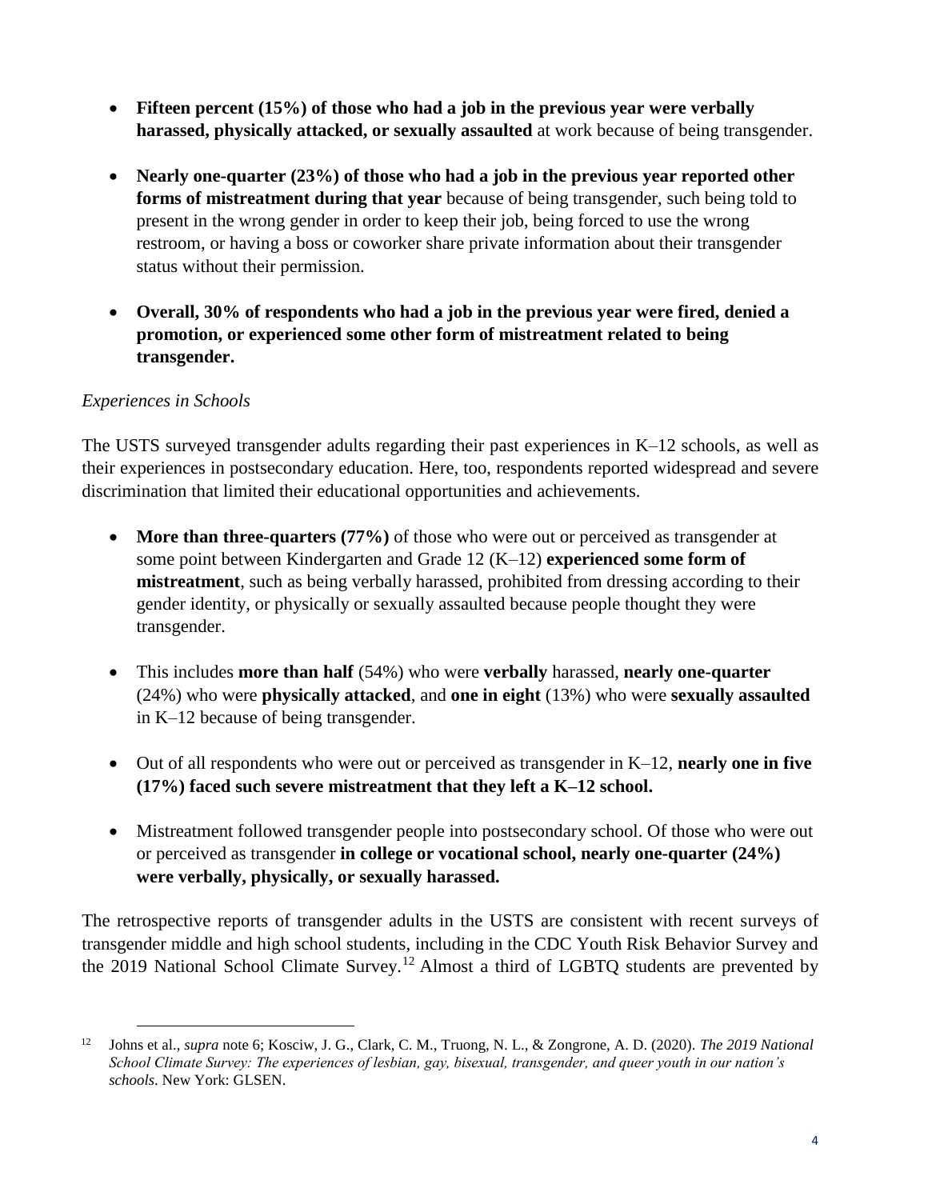- **Fifteen percent (15%) of those who had a job in the previous year were verbally harassed, physically attacked, or sexually assaulted** at work because of being transgender.
- **Nearly one-quarter (23%) of those who had a job in the previous year reported other forms of mistreatment during that year** because of being transgender, such being told to present in the wrong gender in order to keep their job, being forced to use the wrong restroom, or having a boss or coworker share private information about their transgender status without their permission.
- **Overall, 30% of respondents who had a job in the previous year were fired, denied a promotion, or experienced some other form of mistreatment related to being transgender.**

*Experiences in Schools*

The USTS surveyed transgender adults regarding their past experiences in K–12 schools, as well as their experiences in postsecondary education. Here, too, respondents reported widespread and severe discrimination that limited their educational opportunities and achievements.

- **More than three-quarters (77%)** of those who were out or perceived as transgender at some point between Kindergarten and Grade 12 (K–12) **experienced some form of mistreatment**, such as being verbally harassed, prohibited from dressing according to their gender identity, or physically or sexually assaulted because people thought they were transgender.
- This includes **more than half** (54%) who were **verbally** harassed, **nearly one-quarter** (24%) who were **physically attacked**, and **one in eight** (13%) who were **sexually assaulted** in K–12 because of being transgender.
- Out of all respondents who were out or perceived as transgender in K–12, **nearly one in five (17%) faced such severe mistreatment that they left a K–12 school.**
- Mistreatment followed transgender people into postsecondary school. Of those who were out or perceived as transgender **in college or vocational school, nearly one-quarter (24%) were verbally, physically, or sexually harassed.**

The retrospective reports of transgender adults in the USTS are consistent with recent surveys of transgender middle and high school students, including in the CDC Youth Risk Behavior Survey and the 2019 National School Climate Survey.[12] Almost a third of LGBTQ students are prevented by

[12] Johns et al., *supra* note 6; Kosciw, J. G., Clark, C. M., Truong, N. L., & Zongrone, A. D. (2020). *The 2019 National School Climate Survey: The experiences of lesbian, gay, bisexual, transgender, and queer youth in our nation's schools*. New York: GLSEN.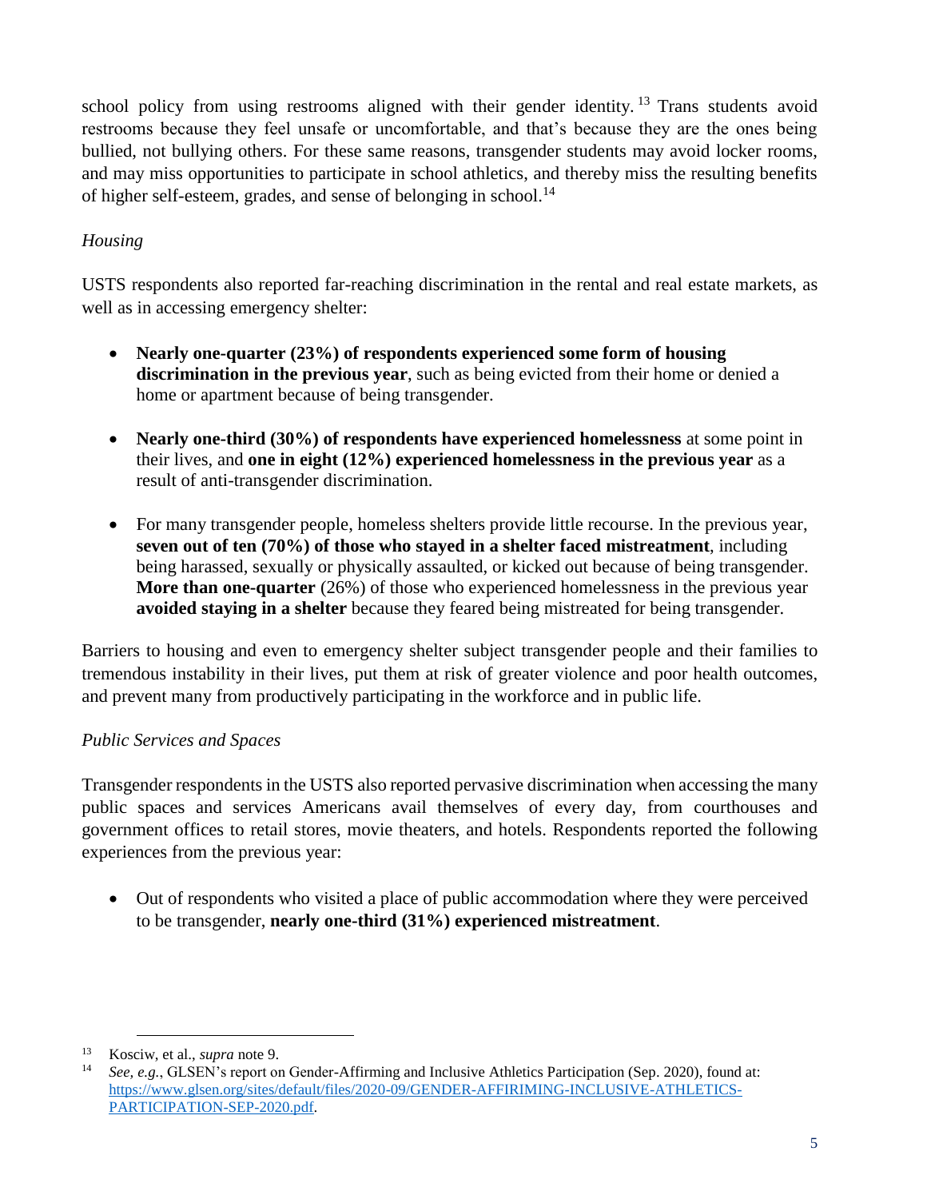school policy from using restrooms aligned with their gender identity.[13] Trans students avoid restrooms because they feel unsafe or uncomfortable, and that's because they are the ones being bullied, not bullying others. For these same reasons, transgender students may avoid locker rooms, and may miss opportunities to participate in school athletics, and thereby miss the resulting benefits of higher self-esteem, grades, and sense of belonging in school.[14]

*Housing*

USTS respondents also reported far-reaching discrimination in the rental and real estate markets, as well as in accessing emergency shelter:

- **Nearly one-quarter (23%) of respondents experienced some form of housing discrimination in the previous year**, such as being evicted from their home or denied a home or apartment because of being transgender.

- **Nearly one-third (30%) of respondents have experienced homelessness** at some point in their lives, and **one in eight (12%) experienced homelessness in the previous year** as a result of anti-transgender discrimination.

- For many transgender people, homeless shelters provide little recourse. In the previous year, **seven out of ten (70%) of those who stayed in a shelter faced mistreatment**, including being harassed, sexually or physically assaulted, or kicked out because of being transgender. **More than one-quarter** (26%) of those who experienced homelessness in the previous year **avoided staying in a shelter** because they feared being mistreated for being transgender.

Barriers to housing and even to emergency shelter subject transgender people and their families to tremendous instability in their lives, put them at risk of greater violence and poor health outcomes, and prevent many from productively participating in the workforce and in public life.

*Public Services and Spaces*

Transgender respondents in the USTS also reported pervasive discrimination when accessing the many public spaces and services Americans avail themselves of every day, from courthouses and government offices to retail stores, movie theaters, and hotels. Respondents reported the following experiences from the previous year:

- Out of respondents who visited a place of public accommodation where they were perceived to be transgender, **nearly one-third (31%) experienced mistreatment**.

---

[13] Kosciw, et al., *supra* note 9.

[14] *See, e.g.*, GLSEN's report on Gender-Affirming and Inclusive Athletics Participation (Sep. 2020), found at: https://www.glsen.org/sites/default/files/2020-09/GENDER-AFFIRIMING-INCLUSIVE-ATHLETICS-PARTICIPATION-SEP-2020.pdf.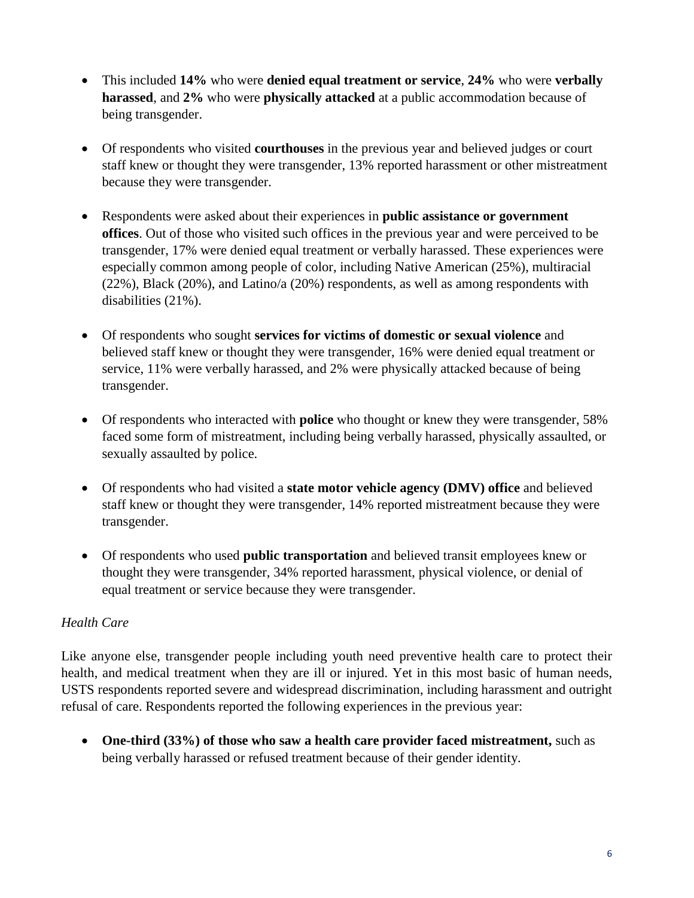- This included **14%** who were **denied equal treatment or service**, **24%** who were **verbally harassed**, and **2%** who were **physically attacked** at a public accommodation because of being transgender.

- Of respondents who visited **courthouses** in the previous year and believed judges or court staff knew or thought they were transgender, 13% reported harassment or other mistreatment because they were transgender.

- Respondents were asked about their experiences in **public assistance or government offices**. Out of those who visited such offices in the previous year and were perceived to be transgender, 17% were denied equal treatment or verbally harassed. These experiences were especially common among people of color, including Native American (25%), multiracial (22%), Black (20%), and Latino/a (20%) respondents, as well as among respondents with disabilities (21%).

- Of respondents who sought **services for victims of domestic or sexual violence** and believed staff knew or thought they were transgender, 16% were denied equal treatment or service, 11% were verbally harassed, and 2% were physically attacked because of being transgender.

- Of respondents who interacted with **police** who thought or knew they were transgender, 58% faced some form of mistreatment, including being verbally harassed, physically assaulted, or sexually assaulted by police.

- Of respondents who had visited a **state motor vehicle agency (DMV) office** and believed staff knew or thought they were transgender, 14% reported mistreatment because they were transgender.

- Of respondents who used **public transportation** and believed transit employees knew or thought they were transgender, 34% reported harassment, physical violence, or denial of equal treatment or service because they were transgender.

*Health Care*

Like anyone else, transgender people including youth need preventive health care to protect their health, and medical treatment when they are ill or injured. Yet in this most basic of human needs, USTS respondents reported severe and widespread discrimination, including harassment and outright refusal of care. Respondents reported the following experiences in the previous year:

- **One-third (33%) of those who saw a health care provider faced mistreatment,** such as being verbally harassed or refused treatment because of their gender identity.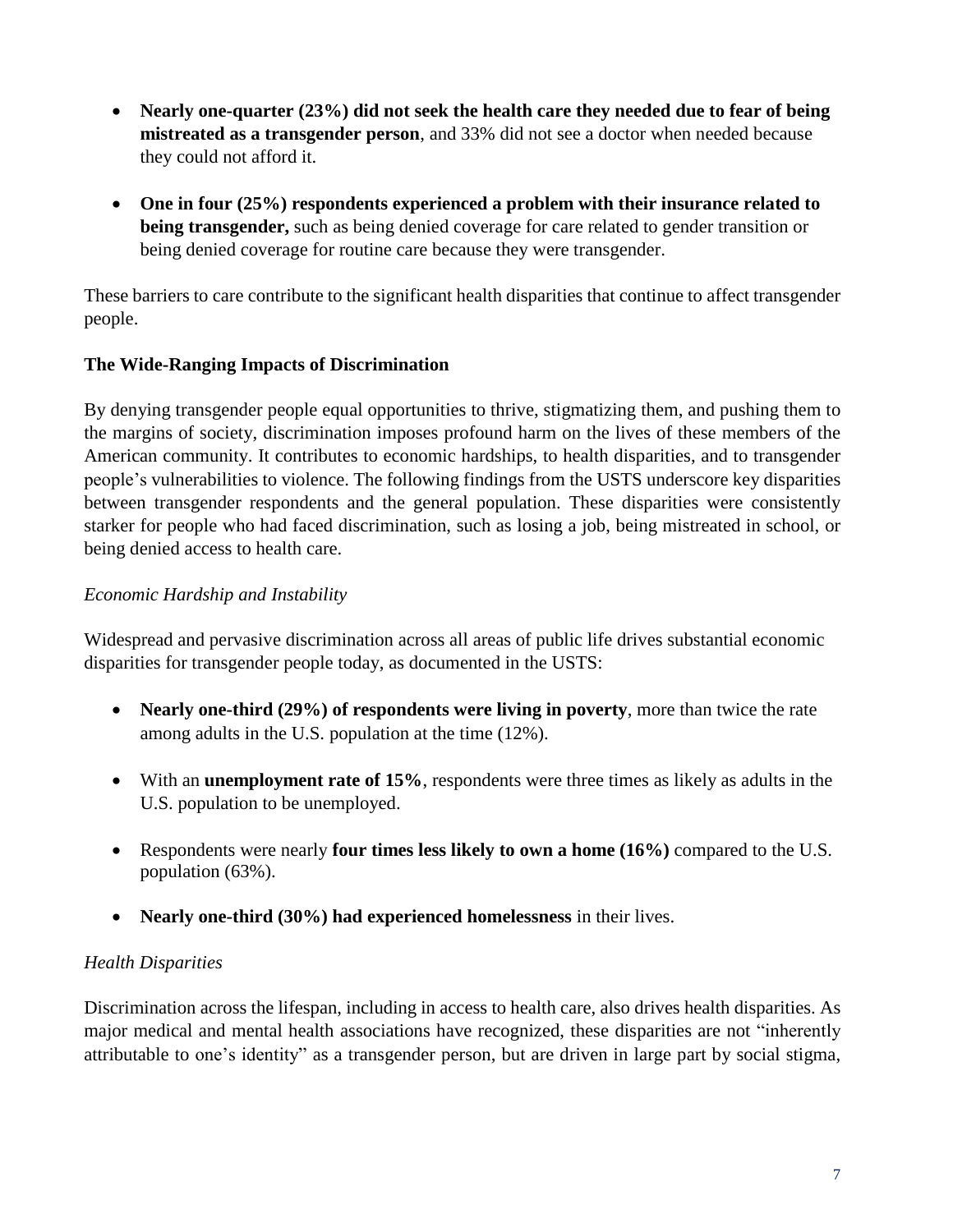- **Nearly one-quarter (23%) did not seek the health care they needed due to fear of being mistreated as a transgender person**, and 33% did not see a doctor when needed because they could not afford it.

- **One in four (25%) respondents experienced a problem with their insurance related to being transgender,** such as being denied coverage for care related to gender transition or being denied coverage for routine care because they were transgender.

These barriers to care contribute to the significant health disparities that continue to affect transgender people.

**The Wide-Ranging Impacts of Discrimination**

By denying transgender people equal opportunities to thrive, stigmatizing them, and pushing them to the margins of society, discrimination imposes profound harm on the lives of these members of the American community. It contributes to economic hardships, to health disparities, and to transgender people's vulnerabilities to violence. The following findings from the USTS underscore key disparities between transgender respondents and the general population. These disparities were consistently starker for people who had faced discrimination, such as losing a job, being mistreated in school, or being denied access to health care.

*Economic Hardship and Instability*

Widespread and pervasive discrimination across all areas of public life drives substantial economic disparities for transgender people today, as documented in the USTS:

- **Nearly one-third (29%) of respondents were living in poverty**, more than twice the rate among adults in the U.S. population at the time (12%).

- With an **unemployment rate of 15%**, respondents were three times as likely as adults in the U.S. population to be unemployed.

- Respondents were nearly **four times less likely to own a home (16%)** compared to the U.S. population (63%).

- **Nearly one-third (30%) had experienced homelessness** in their lives.

*Health Disparities*

Discrimination across the lifespan, including in access to health care, also drives health disparities. As major medical and mental health associations have recognized, these disparities are not "inherently attributable to one's identity" as a transgender person, but are driven in large part by social stigma,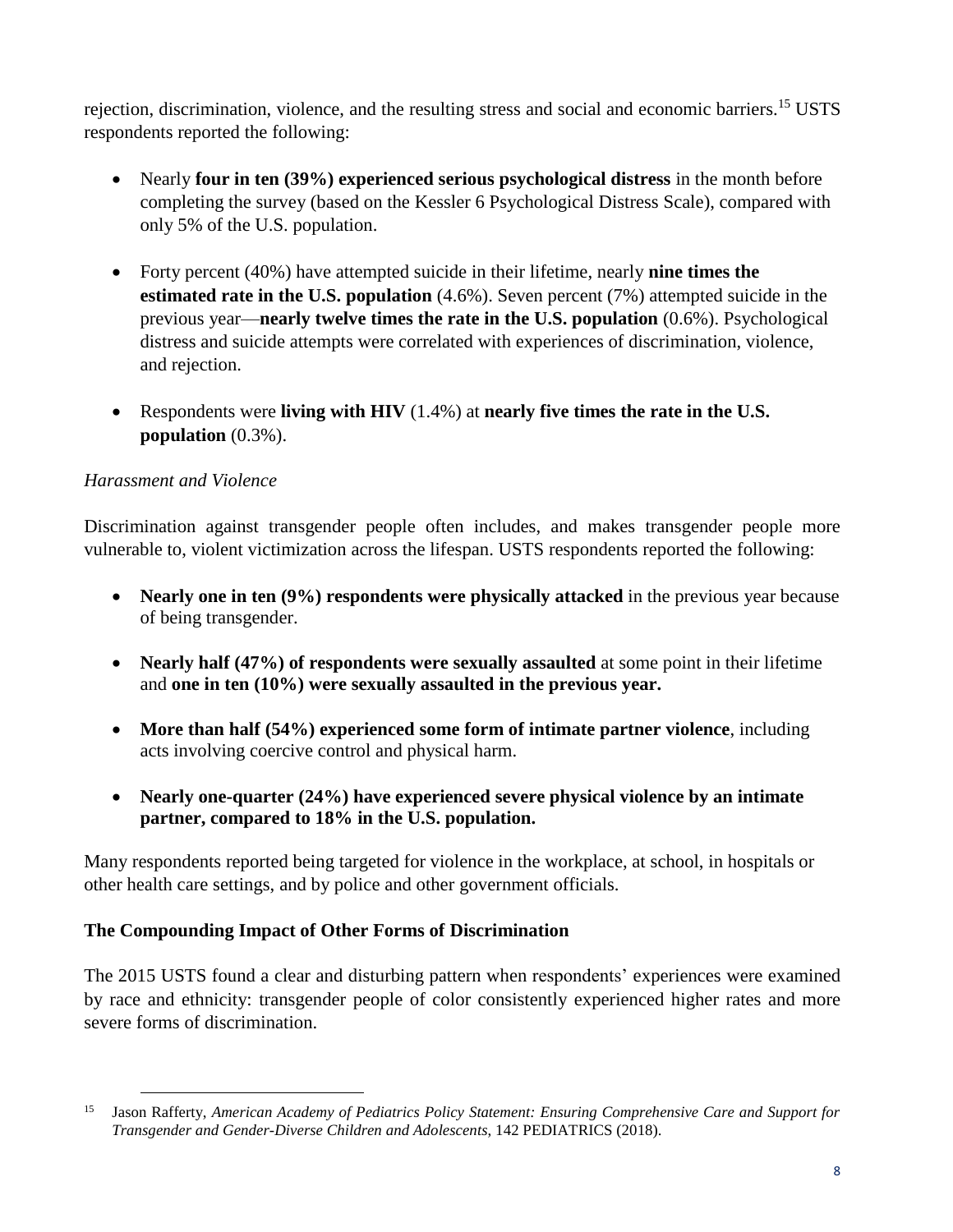rejection, discrimination, violence, and the resulting stress and social and economic barriers.[15] USTS respondents reported the following:

- Nearly **four in ten (39%) experienced serious psychological distress** in the month before completing the survey (based on the Kessler 6 Psychological Distress Scale), compared with only 5% of the U.S. population.

- Forty percent (40%) have attempted suicide in their lifetime, nearly **nine times the estimated rate in the U.S. population** (4.6%). Seven percent (7%) attempted suicide in the previous year—**nearly twelve times the rate in the U.S. population** (0.6%). Psychological distress and suicide attempts were correlated with experiences of discrimination, violence, and rejection.

- Respondents were **living with HIV** (1.4%) at **nearly five times the rate in the U.S. population** (0.3%).

*Harassment and Violence*

Discrimination against transgender people often includes, and makes transgender people more vulnerable to, violent victimization across the lifespan. USTS respondents reported the following:

- **Nearly one in ten (9%) respondents were physically attacked** in the previous year because of being transgender.

- **Nearly half (47%) of respondents were sexually assaulted** at some point in their lifetime and **one in ten (10%) were sexually assaulted in the previous year.**

- **More than half (54%) experienced some form of intimate partner violence**, including acts involving coercive control and physical harm.

- **Nearly one-quarter (24%) have experienced severe physical violence by an intimate partner, compared to 18% in the U.S. population.**

Many respondents reported being targeted for violence in the workplace, at school, in hospitals or other health care settings, and by police and other government officials.

**The Compounding Impact of Other Forms of Discrimination**

The 2015 USTS found a clear and disturbing pattern when respondents' experiences were examined by race and ethnicity: transgender people of color consistently experienced higher rates and more severe forms of discrimination.

---

[15] Jason Rafferty, *American Academy of Pediatrics Policy Statement: Ensuring Comprehensive Care and Support for Transgender and Gender-Diverse Children and Adolescents*, 142 PEDIATRICS (2018).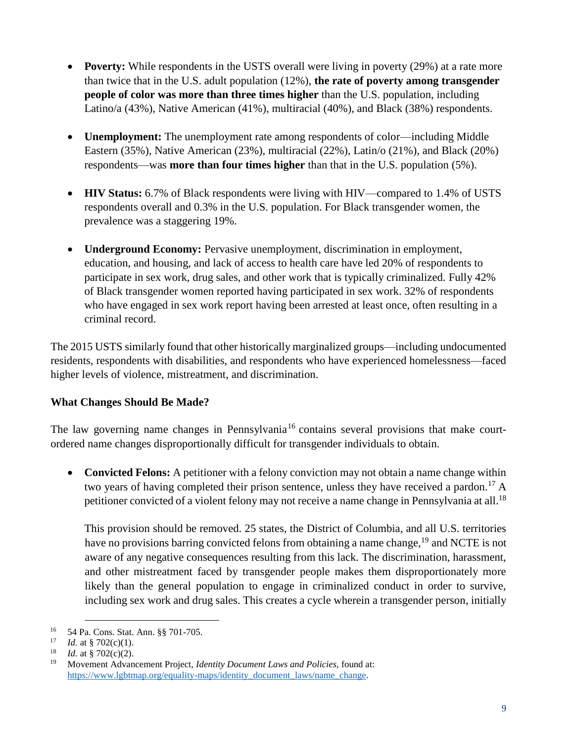- **Poverty:** While respondents in the USTS overall were living in poverty (29%) at a rate more than twice that in the U.S. adult population (12%), **the rate of poverty among transgender people of color was more than three times higher** than the U.S. population, including Latino/a (43%), Native American (41%), multiracial (40%), and Black (38%) respondents.

- **Unemployment:** The unemployment rate among respondents of color—including Middle Eastern (35%), Native American (23%), multiracial (22%), Latin/o (21%), and Black (20%) respondents—was **more than four times higher** than that in the U.S. population (5%).

- **HIV Status:** 6.7% of Black respondents were living with HIV—compared to 1.4% of USTS respondents overall and 0.3% in the U.S. population. For Black transgender women, the prevalence was a staggering 19%.

- **Underground Economy:** Pervasive unemployment, discrimination in employment, education, and housing, and lack of access to health care have led 20% of respondents to participate in sex work, drug sales, and other work that is typically criminalized. Fully 42% of Black transgender women reported having participated in sex work. 32% of respondents who have engaged in sex work report having been arrested at least once, often resulting in a criminal record.

The 2015 USTS similarly found that other historically marginalized groups—including undocumented residents, respondents with disabilities, and respondents who have experienced homelessness—faced higher levels of violence, mistreatment, and discrimination.

**What Changes Should Be Made?**

The law governing name changes in Pennsylvania[16] contains several provisions that make court-ordered name changes disproportionally difficult for transgender individuals to obtain.

- **Convicted Felons:** A petitioner with a felony conviction may not obtain a name change within two years of having completed their prison sentence, unless they have received a pardon.[17] A petitioner convicted of a violent felony may not receive a name change in Pennsylvania at all.[18]

  This provision should be removed. 25 states, the District of Columbia, and all U.S. territories have no provisions barring convicted felons from obtaining a name change,[19] and NCTE is not aware of any negative consequences resulting from this lack. The discrimination, harassment, and other mistreatment faced by transgender people makes them disproportionately more likely than the general population to engage in criminalized conduct in order to survive, including sex work and drug sales. This creates a cycle wherein a transgender person, initially

---

[16] 54 Pa. Cons. Stat. Ann. §§ 701-705.

[17] *Id.* at § 702(c)(1).

[18] *Id.* at § 702(c)(2).

[19] Movement Advancement Project, *Identity Document Laws and Policies*, found at: https://www.lgbtmap.org/equality-maps/identity_document_laws/name_change.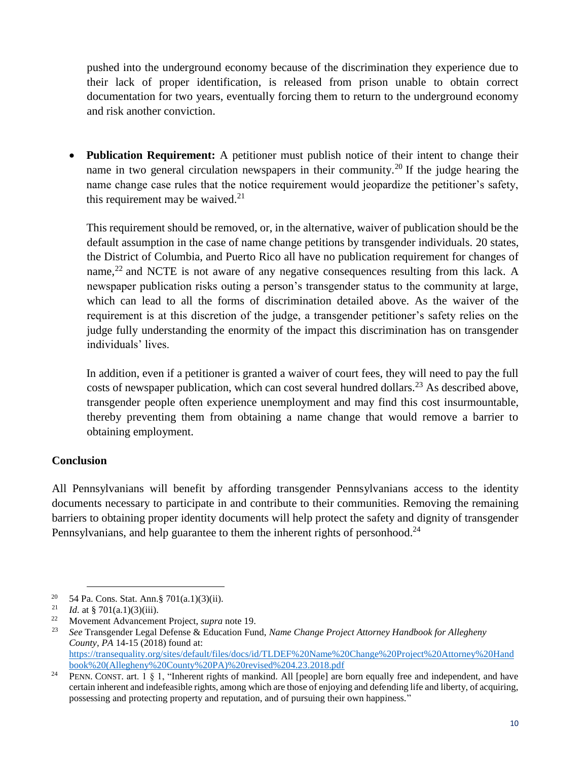pushed into the underground economy because of the discrimination they experience due to their lack of proper identification, is released from prison unable to obtain correct documentation for two years, eventually forcing them to return to the underground economy and risk another conviction.

- **Publication Requirement:** A petitioner must publish notice of their intent to change their name in two general circulation newspapers in their community.[20] If the judge hearing the name change case rules that the notice requirement would jeopardize the petitioner's safety, this requirement may be waived.[21]

  This requirement should be removed, or, in the alternative, waiver of publication should be the default assumption in the case of name change petitions by transgender individuals. 20 states, the District of Columbia, and Puerto Rico all have no publication requirement for changes of name,[22] and NCTE is not aware of any negative consequences resulting from this lack. A newspaper publication risks outing a person's transgender status to the community at large, which can lead to all the forms of discrimination detailed above. As the waiver of the requirement is at this discretion of the judge, a transgender petitioner's safety relies on the judge fully understanding the enormity of the impact this discrimination has on transgender individuals' lives.

  In addition, even if a petitioner is granted a waiver of court fees, they will need to pay the full costs of newspaper publication, which can cost several hundred dollars.[23] As described above, transgender people often experience unemployment and may find this cost insurmountable, thereby preventing them from obtaining a name change that would remove a barrier to obtaining employment.

**Conclusion**

All Pennsylvanians will benefit by affording transgender Pennsylvanians access to the identity documents necessary to participate in and contribute to their communities. Removing the remaining barriers to obtaining proper identity documents will help protect the safety and dignity of transgender Pennsylvanians, and help guarantee to them the inherent rights of personhood.[24]

---

[20] 54 Pa. Cons. Stat. Ann.§ 701(a.1)(3)(ii).

[21] *Id.* at § 701(a.1)(3)(iii).

[22] Movement Advancement Project, *supra* note 19.

[23] *See* Transgender Legal Defense & Education Fund, *Name Change Project Attorney Handbook for Allegheny County, PA* 14-15 (2018) found at: https://transequality.org/sites/default/files/docs/id/TLDEF%20Name%20Change%20Project%20Attorney%20Handbook%20(Allegheny%20County%20PA)%20revised%204.23.2018.pdf

[24] PENN. CONST. art. 1 § 1, "Inherent rights of mankind. All [people] are born equally free and independent, and have certain inherent and indefeasible rights, among which are those of enjoying and defending life and liberty, of acquiring, possessing and protecting property and reputation, and of pursuing their own happiness."